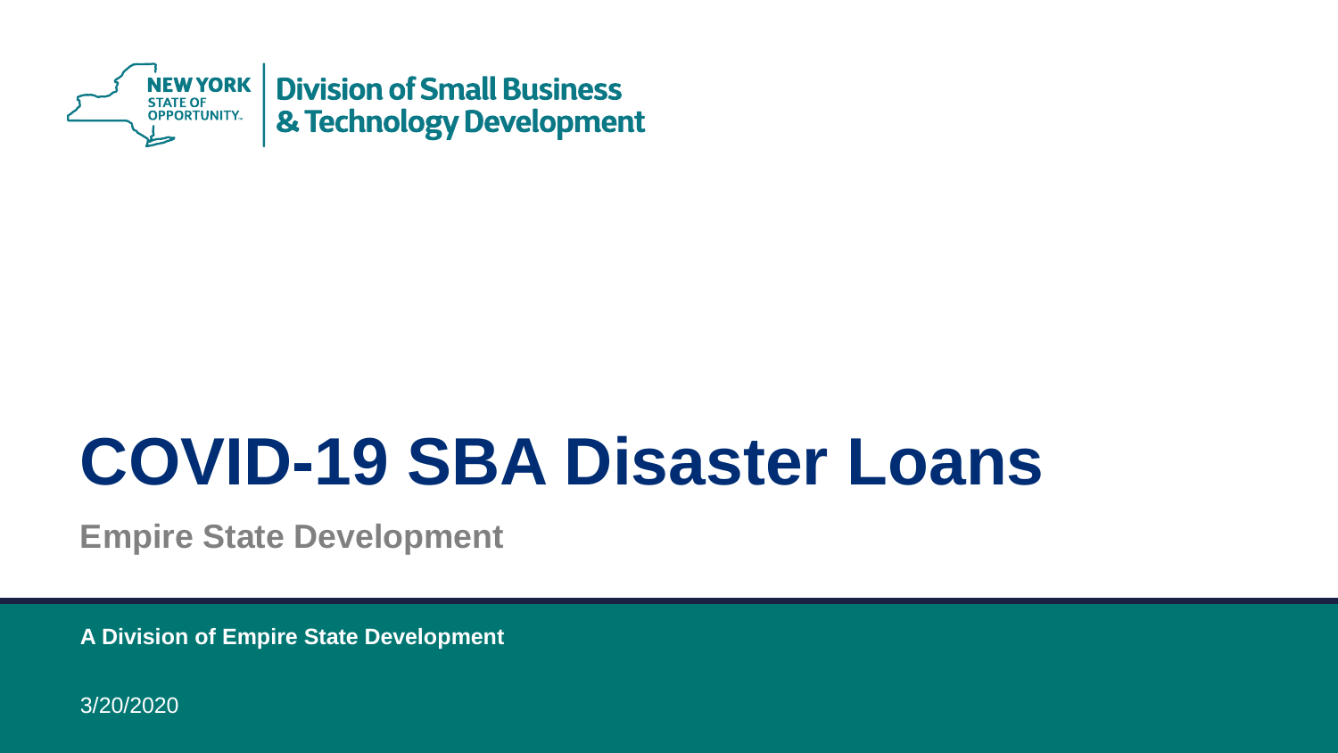NEW YORK STATE OF OPPORTUNITY. | Division of Small Business & Technology Development

# COVID-19 SBA Disaster Loans

**Empire State Development**

**A Division of Empire State Development**

3/20/2020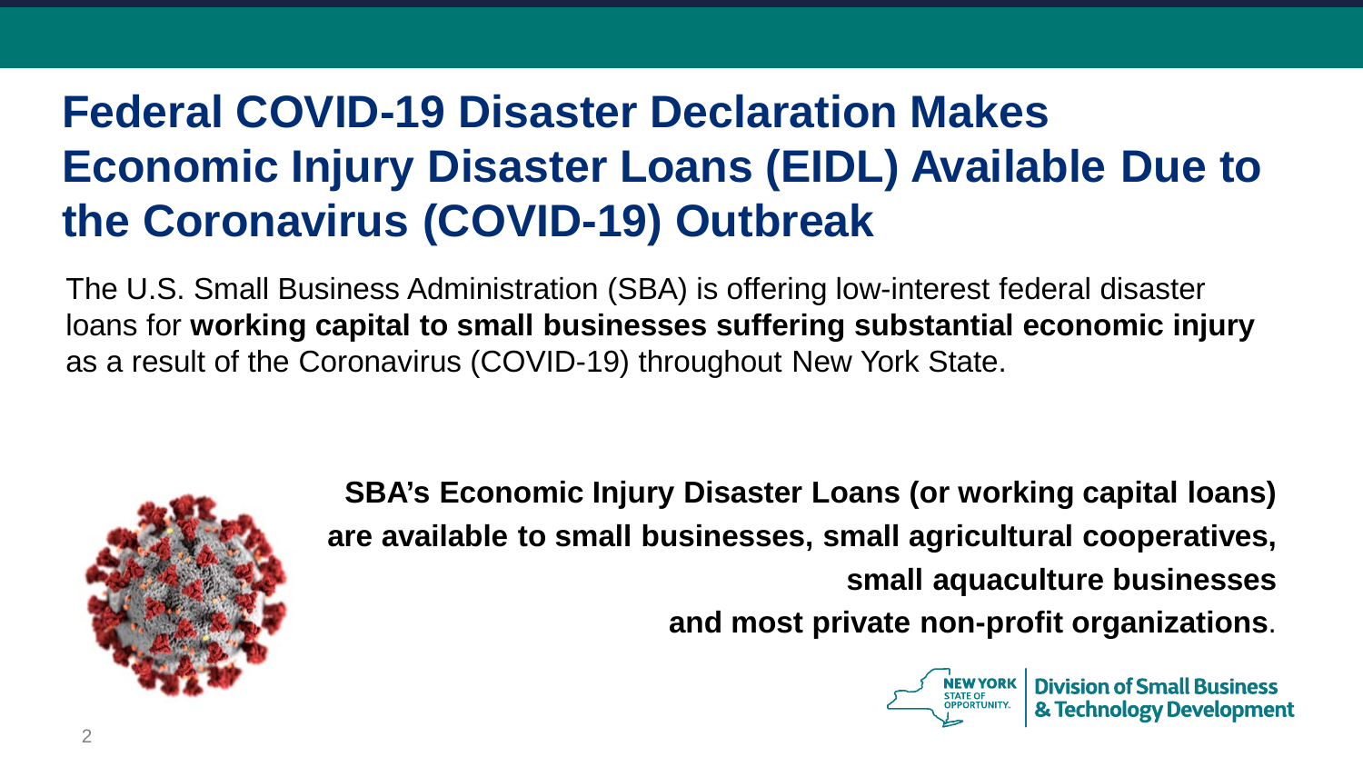# Federal COVID-19 Disaster Declaration Makes Economic Injury Disaster Loans (EIDL) Available Due to the Coronavirus (COVID-19) Outbreak

The U.S. Small Business Administration (SBA) is offering low-interest federal disaster loans for **working capital to small businesses suffering substantial economic injury** as a result of the Coronavirus (COVID-19) throughout New York State.

**SBA's Economic Injury Disaster Loans (or working capital loans) are available to small businesses, small agricultural cooperatives, small aquaculture businesses and most private non-profit organizations**.

NEW YORK STATE OF OPPORTUNITY. | Division of Small Business & Technology Development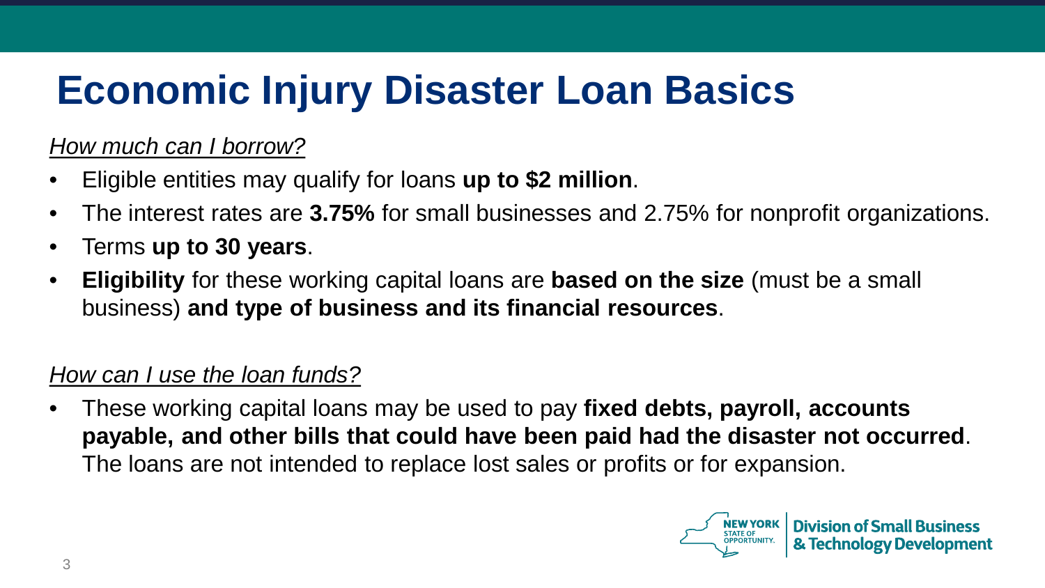# Economic Injury Disaster Loan Basics

*How much can I borrow?*

- Eligible entities may qualify for loans **up to $2 million**.
- The interest rates are **3.75%** for small businesses and 2.75% for nonprofit organizations.
- Terms **up to 30 years**.
- **Eligibility** for these working capital loans are **based on the size** (must be a small business) **and type of business and its financial resources**.

*How can I use the loan funds?*

- These working capital loans may be used to pay **fixed debts, payroll, accounts payable, and other bills that could have been paid had the disaster not occurred**. The loans are not intended to replace lost sales or profits or for expansion.

NEW YORK STATE OF OPPORTUNITY. | Division of Small Business & Technology Development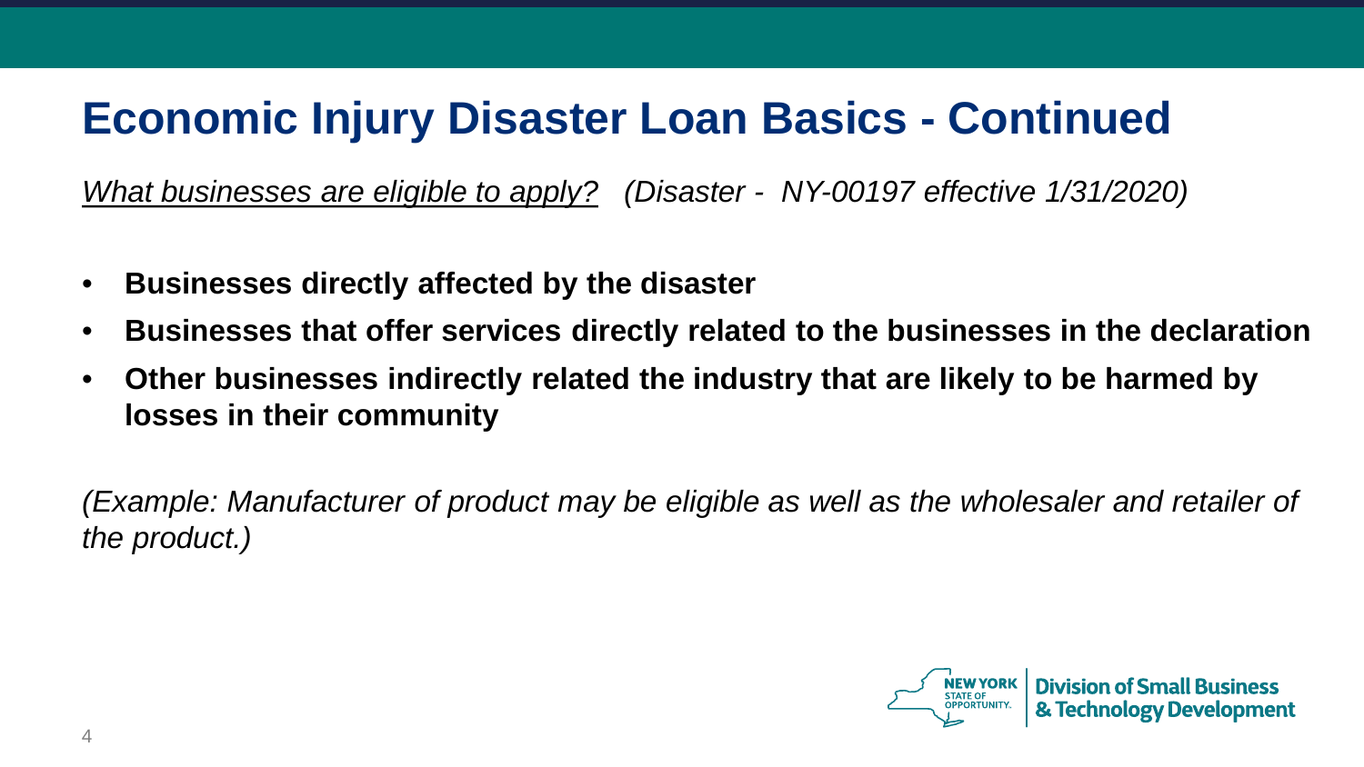# Economic Injury Disaster Loan Basics - Continued

*What businesses are eligible to apply?* *(Disaster - NY-00197 effective 1/31/2020)*

- **Businesses directly affected by the disaster**
- **Businesses that offer services directly related to the businesses in the declaration**
- **Other businesses indirectly related the industry that are likely to be harmed by losses in their community**

*(Example: Manufacturer of product may be eligible as well as the wholesaler and retailer of the product.)*

NEW YORK STATE OF OPPORTUNITY. | Division of Small Business & Technology Development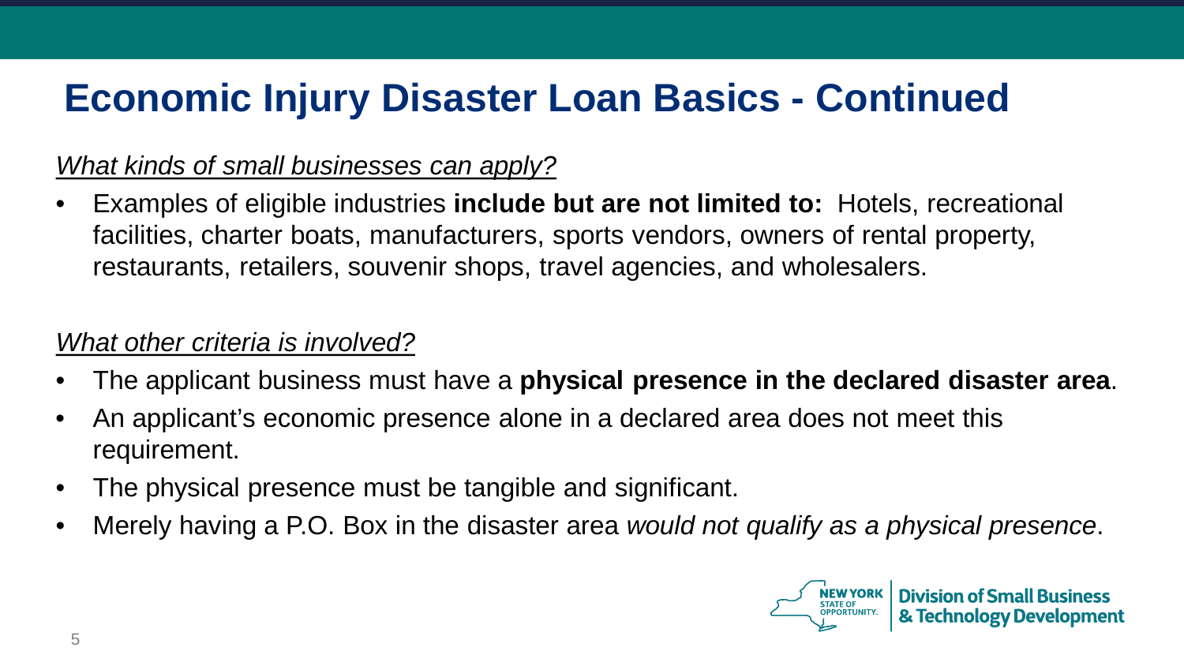# Economic Injury Disaster Loan Basics - Continued

*What kinds of small businesses can apply?*

- Examples of eligible industries **include but are not limited to:** Hotels, recreational facilities, charter boats, manufacturers, sports vendors, owners of rental property, restaurants, retailers, souvenir shops, travel agencies, and wholesalers.

*What other criteria is involved?*

- The applicant business must have a **physical presence in the declared disaster area**.
- An applicant's economic presence alone in a declared area does not meet this requirement.
- The physical presence must be tangible and significant.
- Merely having a P.O. Box in the disaster area *would not qualify as a physical presence*.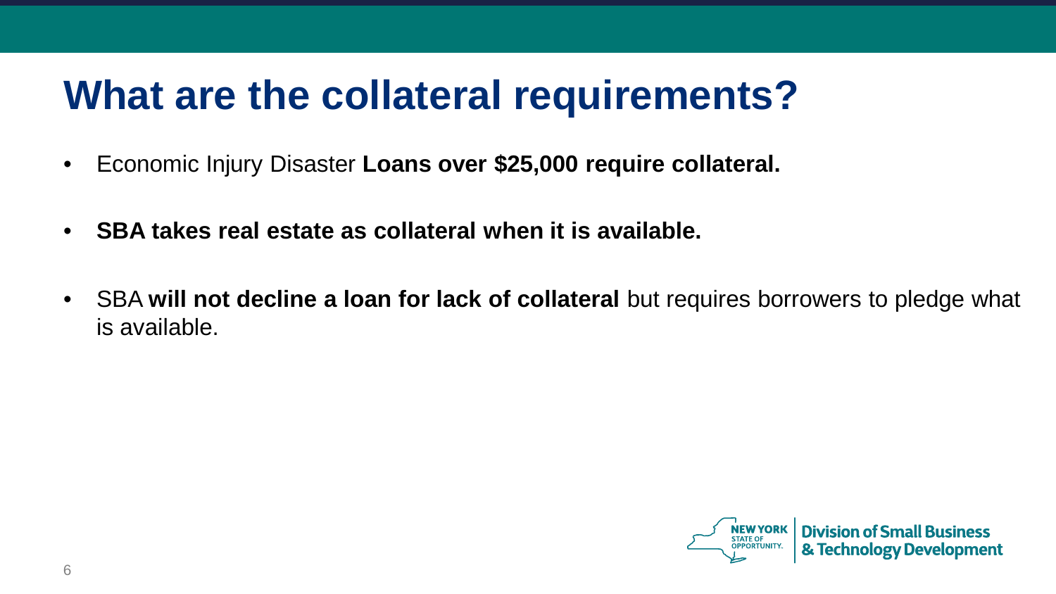# What are the collateral requirements?

- Economic Injury Disaster **Loans over $25,000 require collateral.**
- **SBA takes real estate as collateral when it is available.**
- SBA **will not decline a loan for lack of collateral** but requires borrowers to pledge what is available.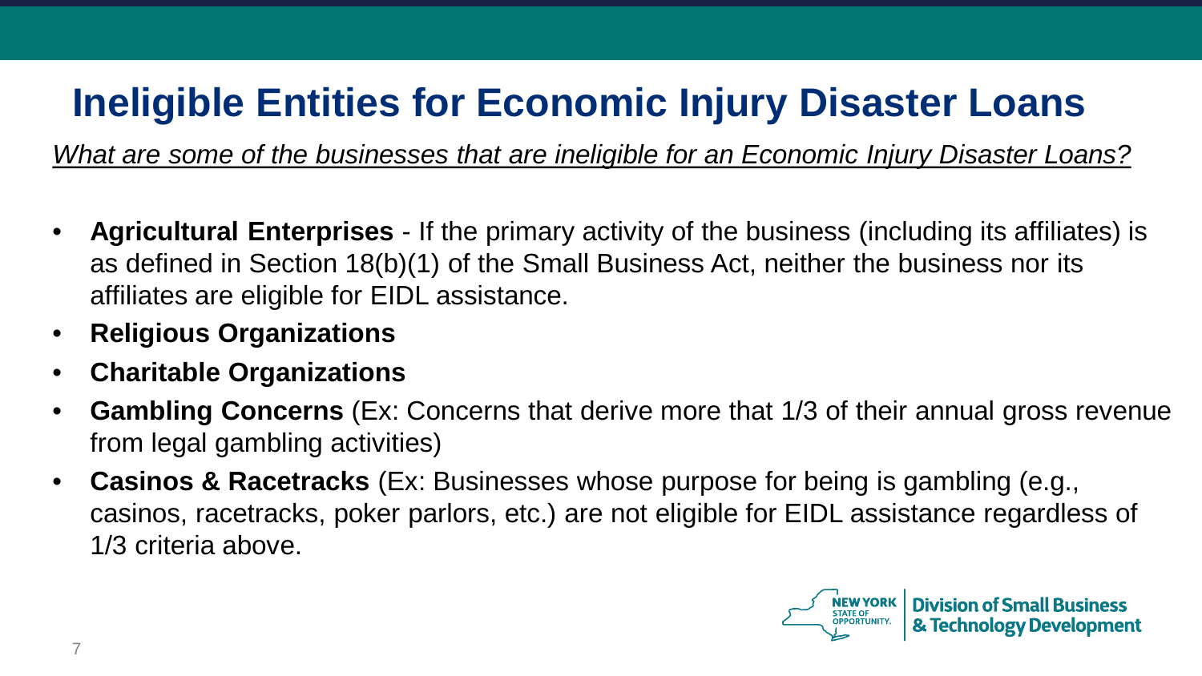# Ineligible Entities for Economic Injury Disaster Loans

*What are some of the businesses that are ineligible for an Economic Injury Disaster Loans?*

- **Agricultural Enterprises** - If the primary activity of the business (including its affiliates) is as defined in Section 18(b)(1) of the Small Business Act, neither the business nor its affiliates are eligible for EIDL assistance.
- **Religious Organizations**
- **Charitable Organizations**
- **Gambling Concerns** (Ex: Concerns that derive more that 1/3 of their annual gross revenue from legal gambling activities)
- **Casinos & Racetracks** (Ex: Businesses whose purpose for being is gambling (e.g., casinos, racetracks, poker parlors, etc.) are not eligible for EIDL assistance regardless of 1/3 criteria above.

NEW YORK STATE OF OPPORTUNITY. | Division of Small Business & Technology Development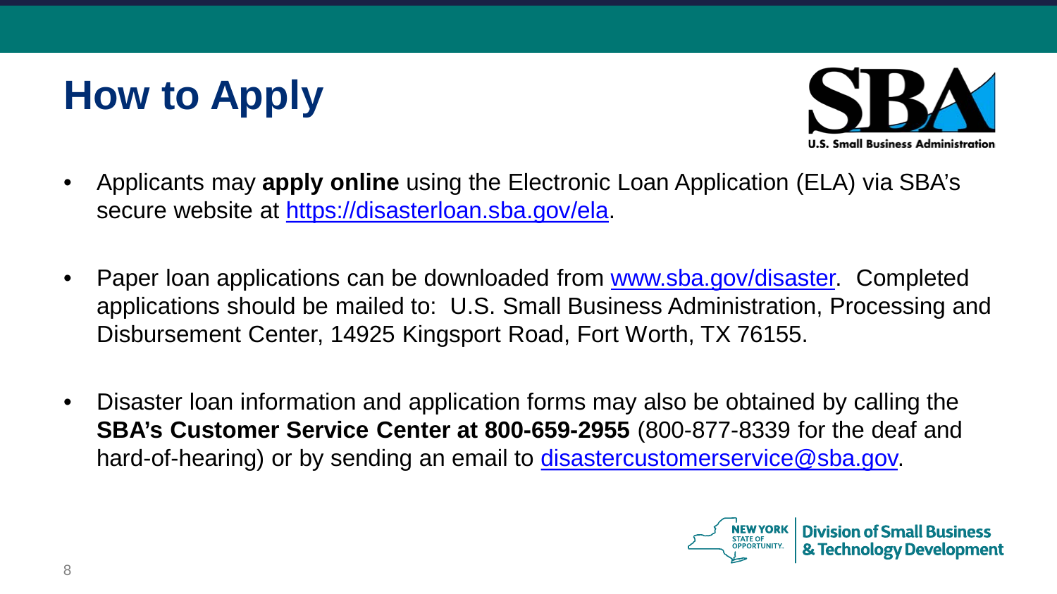# How to Apply

- Applicants may **apply online** using the Electronic Loan Application (ELA) via SBA's secure website at https://disasterloan.sba.gov/ela.

- Paper loan applications can be downloaded from www.sba.gov/disaster. Completed applications should be mailed to: U.S. Small Business Administration, Processing and Disbursement Center, 14925 Kingsport Road, Fort Worth, TX 76155.

- Disaster loan information and application forms may also be obtained by calling the **SBA's Customer Service Center at 800-659-2955** (800-877-8339 for the deaf and hard-of-hearing) or by sending an email to disastercustomerservice@sba.gov.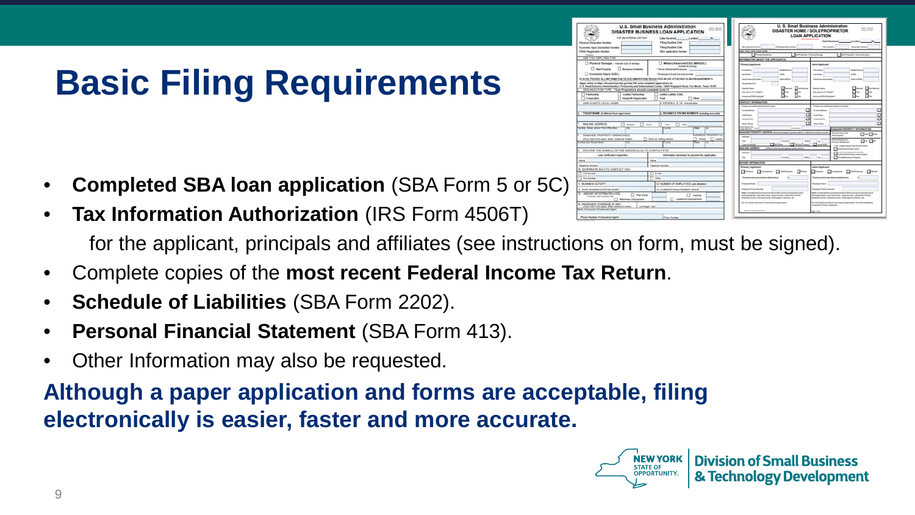# Basic Filing Requirements

- **Completed SBA loan application** (SBA Form 5 or 5C)
- **Tax Information Authorization** (IRS Form 4506T) for the applicant, principals and affiliates (see instructions on form, must be signed).
- Complete copies of the **most recent Federal Income Tax Return**.
- **Schedule of Liabilities** (SBA Form 2202).
- **Personal Financial Statement** (SBA Form 413).
- Other Information may also be requested.

**Although a paper application and forms are acceptable, filing electronically is easier, faster and more accurate.**

NEW YORK STATE OF OPPORTUNITY. Division of Small Business & Technology Development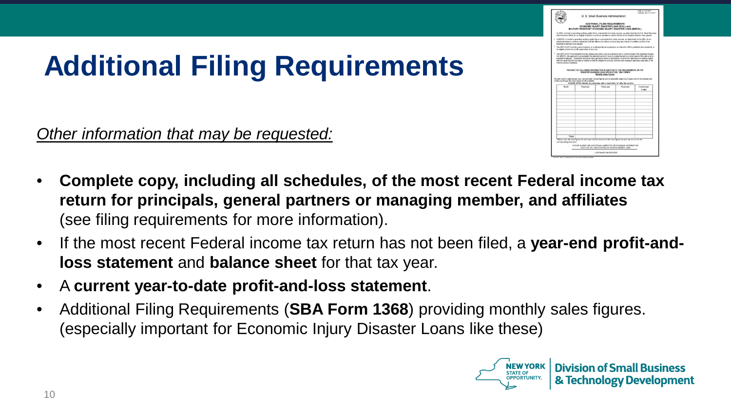# Additional Filing Requirements

*Other information that may be requested:*

- **Complete copy, including all schedules, of the most recent Federal income tax return for principals, general partners or managing member, and affiliates** (see filing requirements for more information).
- If the most recent Federal income tax return has not been filed, a **year-end profit-and-loss statement** and **balance sheet** for that tax year.
- A **current year-to-date profit-and-loss statement**.
- Additional Filing Requirements (**SBA Form 1368**) providing monthly sales figures. (especially important for Economic Injury Disaster Loans like these)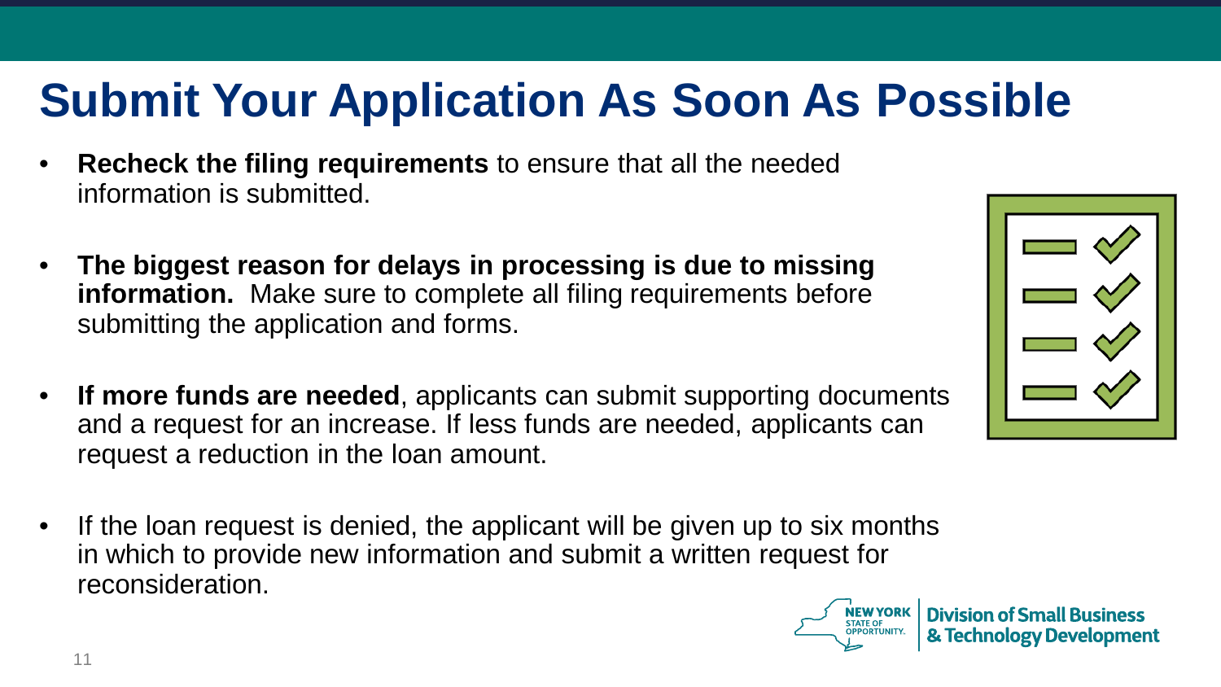# Submit Your Application As Soon As Possible

- **Recheck the filing requirements** to ensure that all the needed information is submitted.
- **The biggest reason for delays in processing is due to missing information.** Make sure to complete all filing requirements before submitting the application and forms.
- **If more funds are needed**, applicants can submit supporting documents and a request for an increase. If less funds are needed, applicants can request a reduction in the loan amount.
- If the loan request is denied, the applicant will be given up to six months in which to provide new information and submit a written request for reconsideration.

NEW YORK STATE OF OPPORTUNITY. | Division of Small Business & Technology Development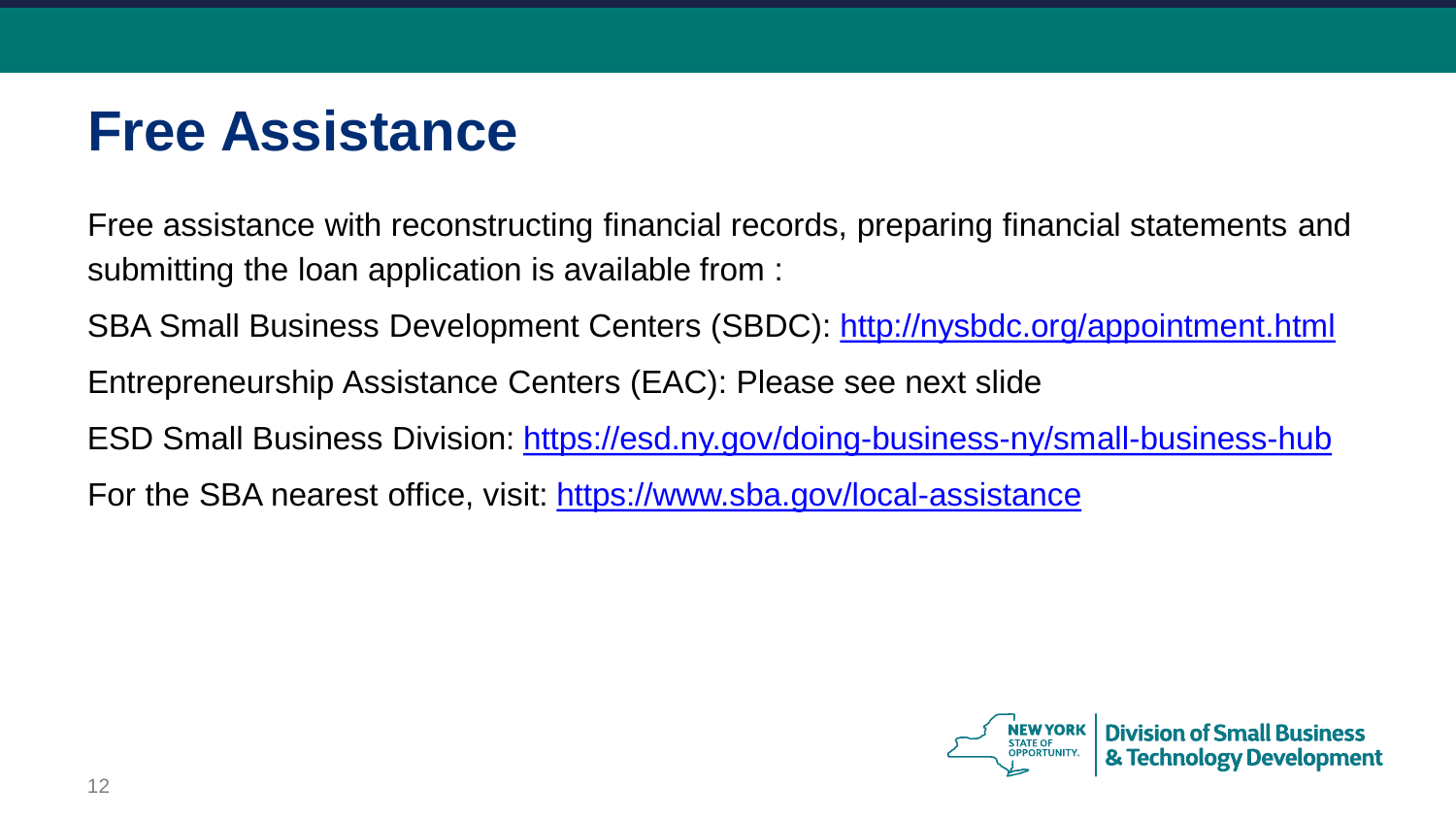# Free Assistance

Free assistance with reconstructing financial records, preparing financial statements and submitting the loan application is available from :

SBA Small Business Development Centers (SBDC): http://nysbdc.org/appointment.html

Entrepreneurship Assistance Centers (EAC): Please see next slide

ESD Small Business Division: https://esd.ny.gov/doing-business-ny/small-business-hub

For the SBA nearest office, visit: https://www.sba.gov/local-assistance

NEW YORK STATE OF OPPORTUNITY. | Division of Small Business & Technology Development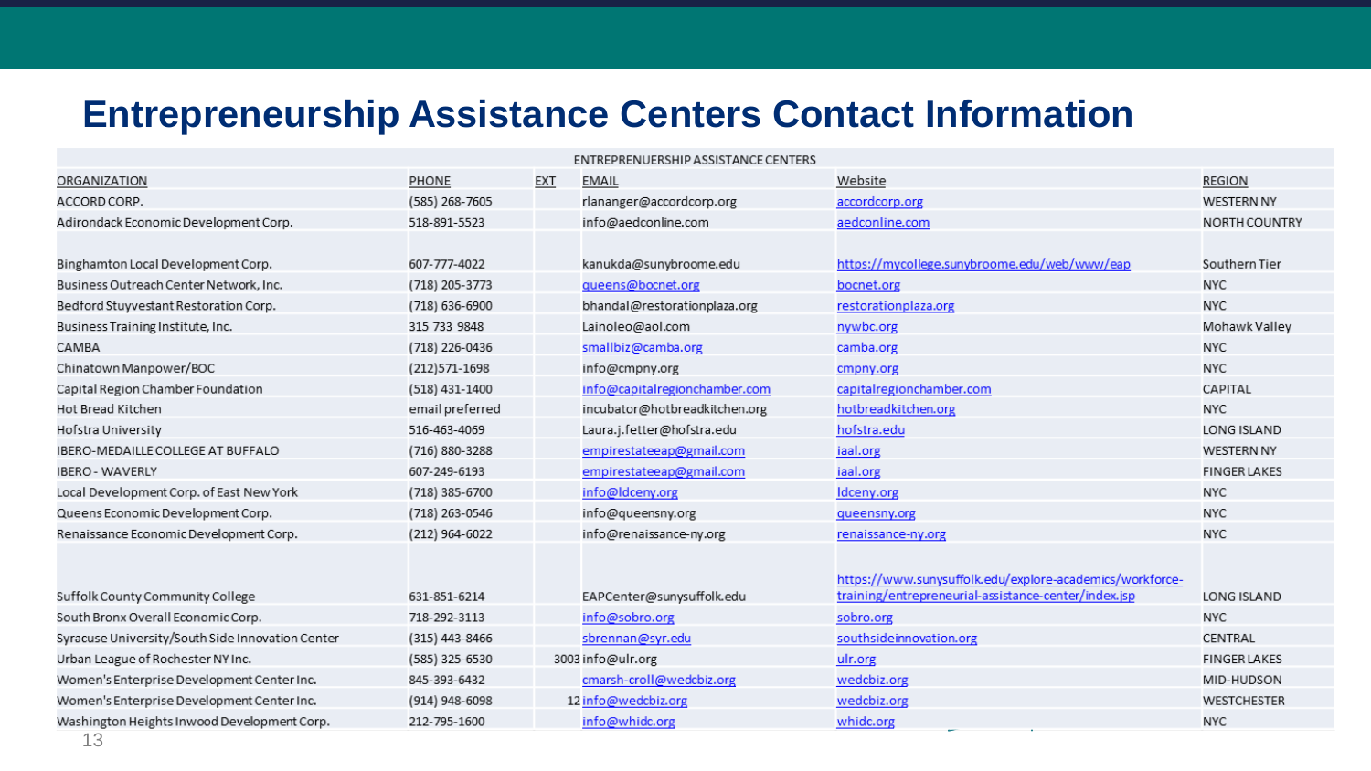# Entrepreneurship Assistance Centers Contact Information

| ENTREPRENEURSHIP ASSISTANCE CENTERS | | | | | |
|---|---|---|---|---|---|
| ORGANIZATION | PHONE | EXT | EMAIL | Website | REGION |
| ACCORD CORP. | (585) 268-7605 | | rlananger@accordcorp.org | accordcorp.org | WESTERN NY |
| Adirondack Economic Development Corp. | 518-891-5523 | | info@aedconline.com | aedconline.com | NORTH COUNTRY |
| Binghamton Local Development Corp. | 607-777-4022 | | kanukda@sunybroome.edu | https://mycollege.sunybroome.edu/web/www/eap | Southern Tier |
| Business Outreach Center Network, Inc. | (718) 205-3773 | | queens@bocnet.org | bocnet.org | NYC |
| Bedford Stuyvestant Restoration Corp. | (718) 636-6900 | | bhandal@restorationplaza.org | restorationplaza.org | NYC |
| Business Training Institute, Inc. | 315 733 9848 | | Lainoleo@aol.com | nywbc.org | Mohawk Valley |
| CAMBA | (718) 226-0436 | | smallbiz@camba.org | camba.org | NYC |
| Chinatown Manpower/BOC | (212)571-1698 | | info@cmpny.org | cmpny.org | NYC |
| Capital Region Chamber Foundation | (518) 431-1400 | | info@capitalregionchamber.com | capitalregionchamber.com | CAPITAL |
| Hot Bread Kitchen | email preferred | | incubator@hotbreadkitchen.org | hotbreadkitchen.org | NYC |
| Hofstra University | 516-463-4069 | | Laura.j.fetter@hofstra.edu | hofstra.edu | LONG ISLAND |
| IBERO-MEDAILLE COLLEGE AT BUFFALO | (716) 880-3288 | | empirestateeap@gmail.com | iaal.org | WESTERN NY |
| IBERO - WAVERLY | 607-249-6193 | | empirestateeap@gmail.com | iaal.org | FINGER LAKES |
| Local Development Corp. of East New York | (718) 385-6700 | | info@ldceny.org | ldceny.org | NYC |
| Queens Economic Development Corp. | (718) 263-0546 | | info@queensny.org | queensny.org | NYC |
| Renaissance Economic Development Corp. | (212) 964-6022 | | info@renaissance-ny.org | renaissance-ny.org | NYC |
| Suffolk County Community College | 631-851-6214 | | EAPCenter@sunysuffolk.edu | https://www.sunysuffolk.edu/explore-academics/workforce-training/entrepreneurial-assistance-center/index.jsp | LONG ISLAND |
| South Bronx Overall Economic Corp. | 718-292-3113 | | info@sobro.org | sobro.org | NYC |
| Syracuse University/South Side Innovation Center | (315) 443-8466 | | sbrennan@syr.edu | southsideinnovation.org | CENTRAL |
| Urban League of Rochester NY Inc. | (585) 325-6530 | 3003 | info@ulr.org | ulr.org | FINGER LAKES |
| Women's Enterprise Development Center Inc. | 845-393-6432 | | cmarsh-croll@wedcbiz.org | wedcbiz.org | MID-HUDSON |
| Women's Enterprise Development Center Inc. | (914) 948-6098 | 12 | info@wedcbiz.org | wedcbiz.org | WESTCHESTER |
| Washington Heights Inwood Development Corp. | 212-795-1600 | | info@whidc.org | whidc.org | NYC |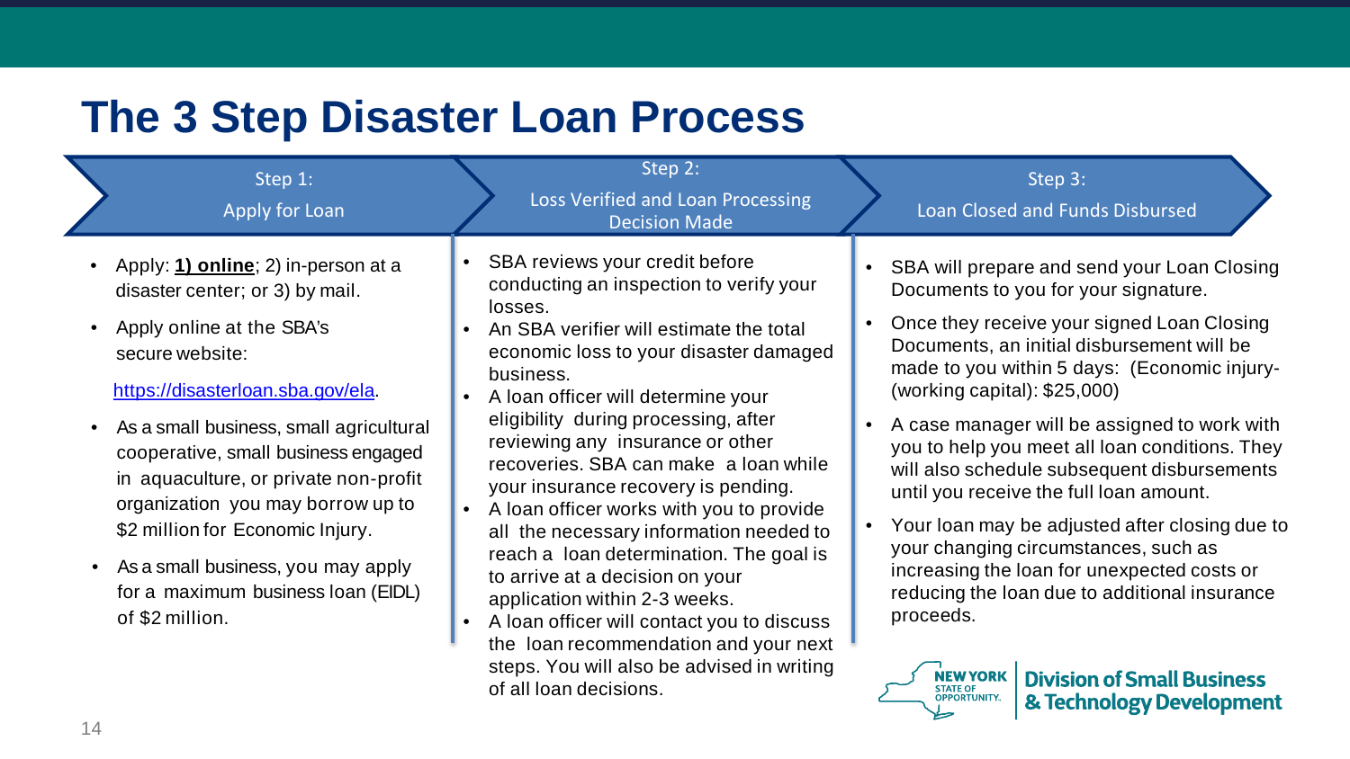# The 3 Step Disaster Loan Process

## Step 1: Apply for Loan

- Apply: **1) online**; 2) in-person at a disaster center; or 3) by mail.
- Apply online at the SBA's secure website:

  https://disasterloan.sba.gov/ela.

- As a small business, small agricultural cooperative, small business engaged in aquaculture, or private non-profit organization you may borrow up to $2 million for Economic Injury.
- As a small business, you may apply for a maximum business loan (EIDL) of $2 million.

## Step 2: Loss Verified and Loan Processing Decision Made

- SBA reviews your credit before conducting an inspection to verify your losses.
- An SBA verifier will estimate the total economic loss to your disaster damaged business.
- A loan officer will determine your eligibility during processing, after reviewing any insurance or other recoveries. SBA can make a loan while your insurance recovery is pending.
- A loan officer works with you to provide all the necessary information needed to reach a loan determination. The goal is to arrive at a decision on your application within 2-3 weeks.
- A loan officer will contact you to discuss the loan recommendation and your next steps. You will also be advised in writing of all loan decisions.

## Step 3: Loan Closed and Funds Disbursed

- SBA will prepare and send your Loan Closing Documents to you for your signature.
- Once they receive your signed Loan Closing Documents, an initial disbursement will be made to you within 5 days: (Economic injury-(working capital): $25,000)
- A case manager will be assigned to work with you to help you meet all loan conditions. They will also schedule subsequent disbursements until you receive the full loan amount.
- Your loan may be adjusted after closing due to your changing circumstances, such as increasing the loan for unexpected costs or reducing the loan due to additional insurance proceeds.

NEW YORK STATE OF OPPORTUNITY. | Division of Small Business & Technology Development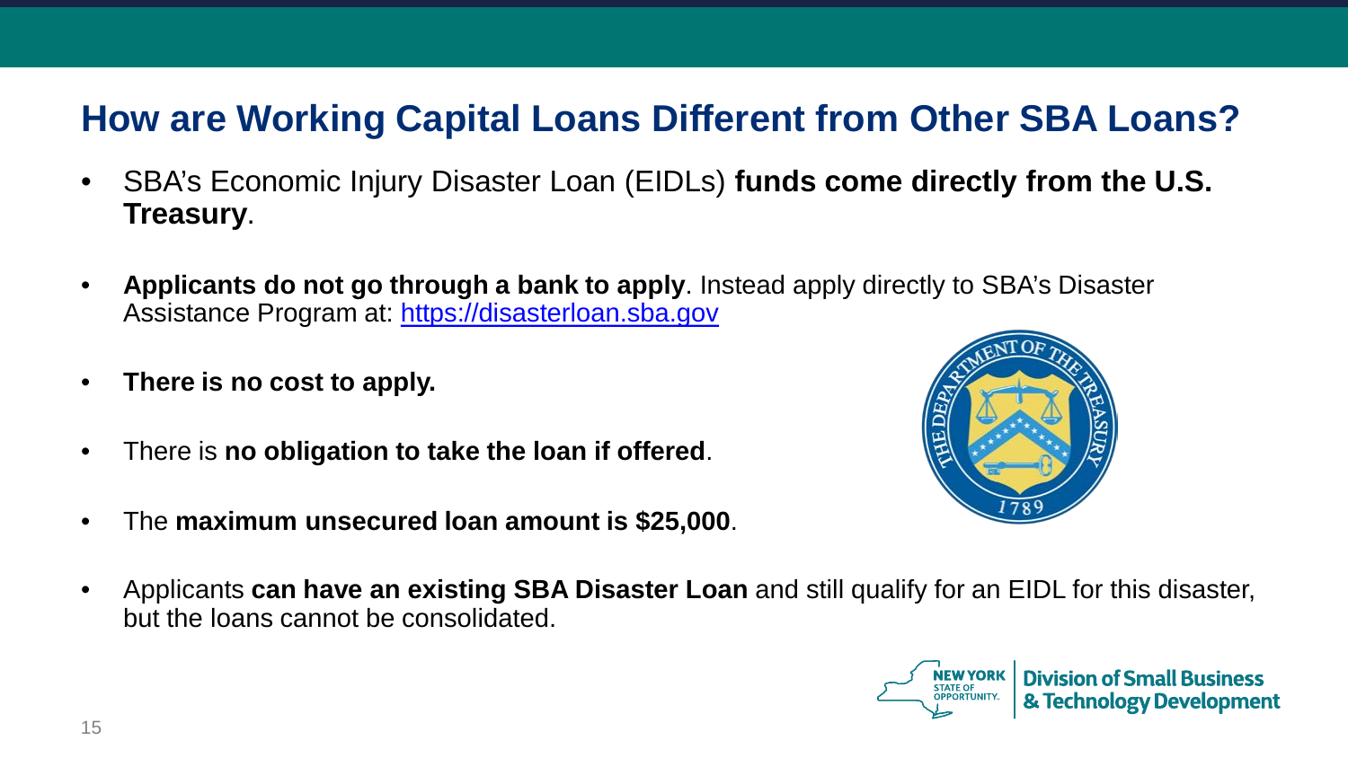## How are Working Capital Loans Different from Other SBA Loans?

- SBA's Economic Injury Disaster Loan (EIDLs) **funds come directly from the U.S. Treasury**.
- **Applicants do not go through a bank to apply**. Instead apply directly to SBA's Disaster Assistance Program at: https://disasterloan.sba.gov
- **There is no cost to apply.**
- There is **no obligation to take the loan if offered**.
- The **maximum unsecured loan amount is $25,000**.
- Applicants **can have an existing SBA Disaster Loan** and still qualify for an EIDL for this disaster, but the loans cannot be consolidated.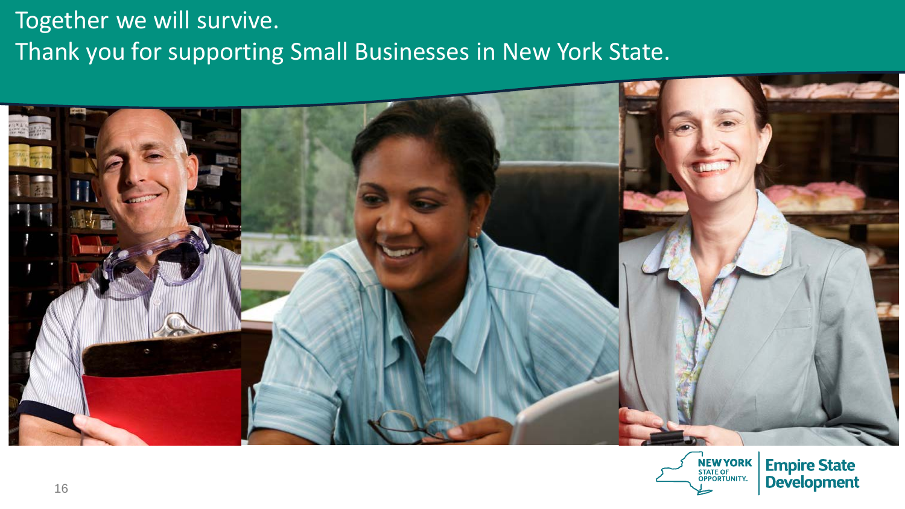Together we will survive.
Thank you for supporting Small Businesses in New York State.

NEW YORK STATE OF OPPORTUNITY. | Empire State Development